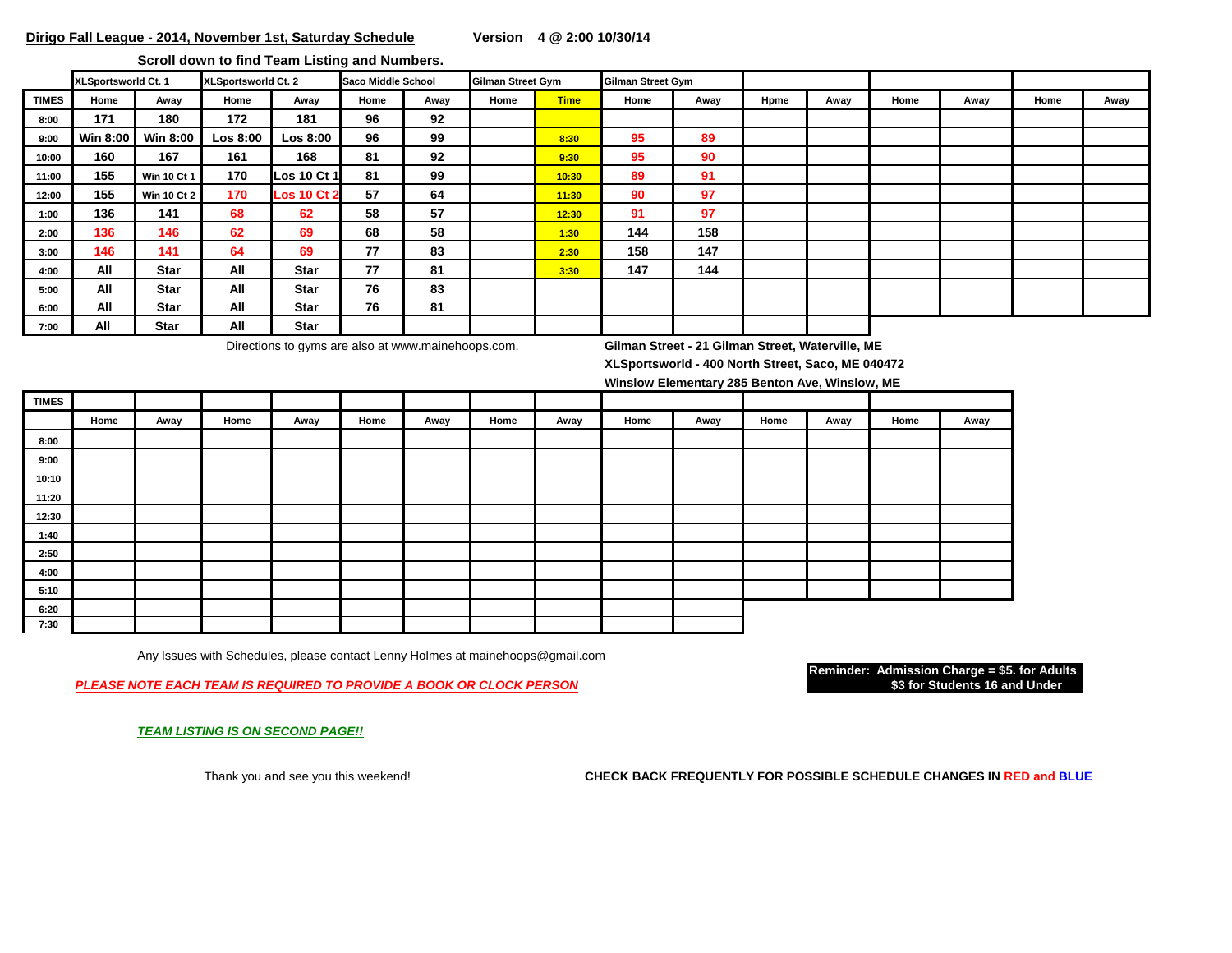**Dirigo Fall League - 2014, November 1st, Saturday Schedule** **Version 4 @ 2:00 10/30/14**

**Scroll down to find Team Listing and Numbers.**

| | XLSportsworld Ct. 1 | | XLSportsworld Ct. 2 | | Saco Middle School | | Gilman Street Gym | | Gilman Street Gym | | | | | | | |
|---|---|---|---|---|---|---|---|---|---|---|---|---|---|---|---|---|
| **TIMES** | Home | Away | Home | Away | Home | Away | Home | Time | Home | Away | Hpme | Away | Home | Away | Home | Away |
| **8:00** | 171 | 180 | 172 | 181 | 96 | 92 | | | | | | | | | | |
| **9:00** | Win 8:00 | Win 8:00 | Los 8:00 | Los 8:00 | 96 | 99 | | 8:30 | 95 | 89 | | | | | | |
| **10:00** | 160 | 167 | 161 | 168 | 81 | 92 | | 9:30 | 95 | 90 | | | | | | |
| **11:00** | 155 | Win 10 Ct 1 | 170 | Los 10 Ct 1 | 81 | 99 | | 10:30 | 89 | 91 | | | | | | |
| **12:00** | 155 | Win 10 Ct 2 | 170 | Los 10 Ct 2 | 57 | 64 | | 11:30 | 90 | 97 | | | | | | |
| **1:00** | 136 | 141 | 68 | 62 | 58 | 57 | | 12:30 | 91 | 97 | | | | | | |
| **2:00** | 136 | 146 | 62 | 69 | 68 | 58 | | 1:30 | 144 | 158 | | | | | | |
| **3:00** | 146 | 141 | 64 | 69 | 77 | 83 | | 2:30 | 158 | 147 | | | | | | |
| **4:00** | All | Star | All | Star | 77 | 81 | | 3:30 | 147 | 144 | | | | | | |
| **5:00** | All | Star | All | Star | 76 | 83 | | | | | | | | | | |
| **6:00** | All | Star | All | Star | 76 | 81 | | | | | | | | | | |
| **7:00** | All | Star | All | Star | | | | | | | | | | | | |

Directions to gyms are also at www.mainehoops.com.

**Gilman Street - 21 Gilman Street, Waterville, ME**
**XLSportsworld - 400 North Street, Saco, ME 040472**
**Winslow Elementary 285 Benton Ave, Winslow, ME**

| **TIMES** | | | | | | | | | | | | | | |
|---|---|---|---|---|---|---|---|---|---|---|---|---|---|---|
| | Home | Away | Home | Away | Home | Away | Home | Away | Home | Away | Home | Away | Home | Away |
| **8:00** | | | | | | | | | | | | | | |
| **9:00** | | | | | | | | | | | | | | |
| **10:10** | | | | | | | | | | | | | | |
| **11:20** | | | | | | | | | | | | | | |
| **12:30** | | | | | | | | | | | | | | |
| **1:40** | | | | | | | | | | | | | | |
| **2:50** | | | | | | | | | | | | | | |
| **4:00** | | | | | | | | | | | | | | |
| **5:10** | | | | | | | | | | | | | | |
| **6:20** | | | | | | | | | | | | | | |
| **7:30** | | | | | | | | | | | | | | |

Any Issues with Schedules, please contact Lenny Holmes at mainehoops@gmail.com

***PLEASE NOTE EACH TEAM IS REQUIRED TO PROVIDE A BOOK OR CLOCK PERSON***

**Reminder: Admission Charge = $5. for Adults**
**$3 for Students 16 and Under**

***TEAM LISTING IS ON SECOND PAGE!!***

Thank you and see you this weekend!

**CHECK BACK FREQUENTLY FOR POSSIBLE SCHEDULE CHANGES IN RED and BLUE**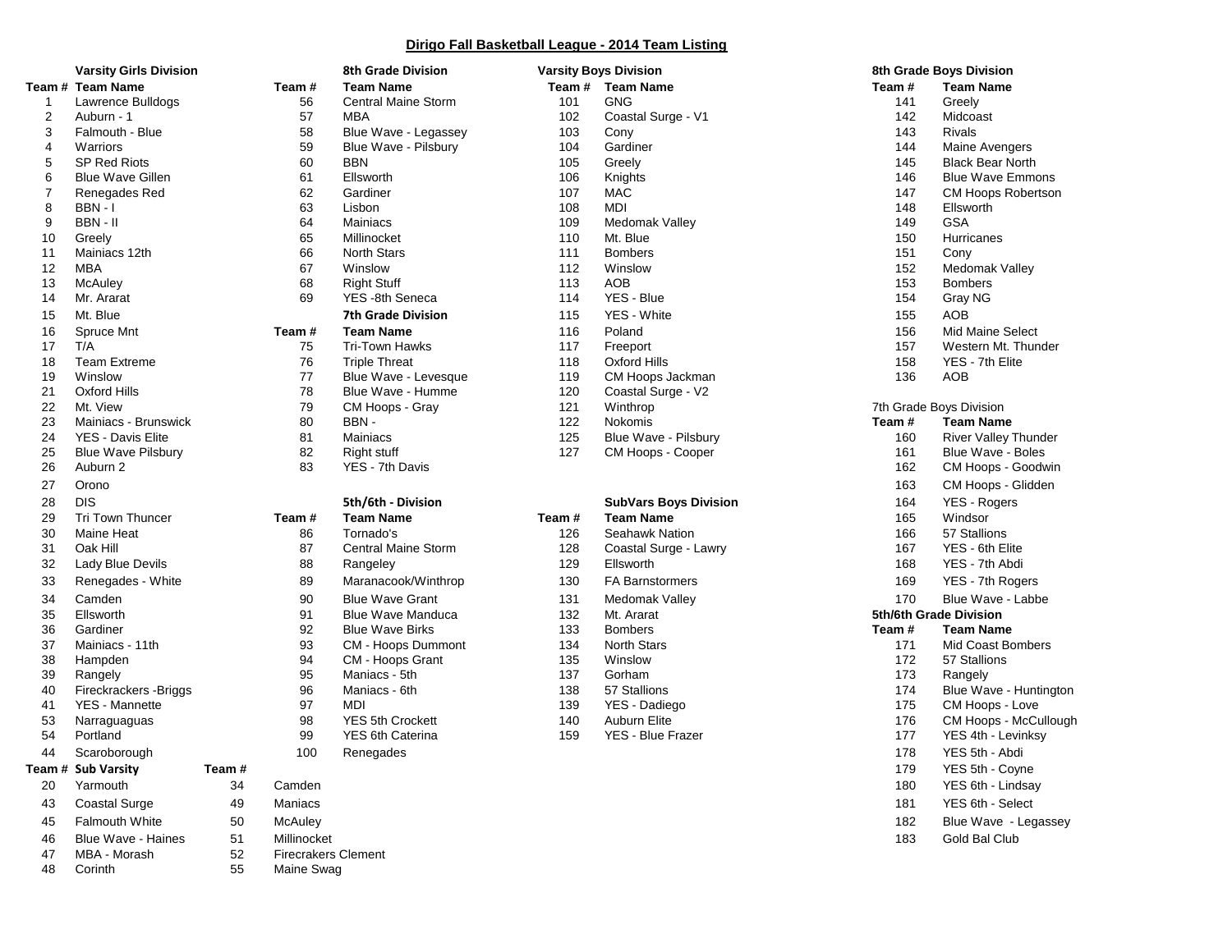## Dirigo Fall Basketball League - 2014 Team Listing

### Varsity Girls Division

| Team # | Team Name |
|---|---|
| 1 | Lawrence Bulldogs |
| 2 | Auburn - 1 |
| 3 | Falmouth - Blue |
| 4 | Warriors |
| 5 | SP Red Riots |
| 6 | Blue Wave Gillen |
| 7 | Renegades Red |
| 8 | BBN - I |
| 9 | BBN - II |
| 10 | Greely |
| 11 | Mainiacs 12th |
| 12 | MBA |
| 13 | McAuley |
| 14 | Mr. Ararat |
| 15 | Mt. Blue |
| 16 | Spruce Mnt |
| 17 | T/A |
| 18 | Team Extreme |
| 19 | Winslow |
| 21 | Oxford Hills |
| 22 | Mt. View |
| 23 | Mainiacs - Brunswick |
| 24 | YES - Davis Elite |
| 25 | Blue Wave Pilsbury |
| 26 | Auburn 2 |
| 27 | Orono |
| 28 | DIS |
| 29 | Tri Town Thuncer |
| 30 | Maine Heat |
| 31 | Oak Hill |
| 32 | Lady Blue Devils |
| 33 | Renegades - White |
| 34 | Camden |
| 35 | Ellsworth |
| 36 | Gardiner |
| 37 | Mainiacs - 11th |
| 38 | Hampden |
| 39 | Rangely |
| 40 | Fireckrackers -Briggs |
| 41 | YES - Mannette |
| 53 | Narraguaguas |
| 54 | Portland |
| 44 | Scaroborough |

### Sub Varsity

| Team # | Sub Varsity | Team # | |
|---|---|---|---|
| 20 | Yarmouth | 34 | Camden |
| 43 | Coastal Surge | 49 | Maniacs |
| 45 | Falmouth White | 50 | McAuley |
| 46 | Blue Wave - Haines | 51 | Millinocket |
| 47 | MBA - Morash | 52 | Firecrakers Clement |
| 48 | Corinth | 55 | Maine Swag |

### 8th Grade Division

| Team # | Team Name |
|---|---|
| 56 | Central Maine Storm |
| 57 | MBA |
| 58 | Blue Wave - Legassey |
| 59 | Blue Wave - Pilsbury |
| 60 | BBN |
| 61 | Ellsworth |
| 62 | Gardiner |
| 63 | Lisbon |
| 64 | Mainiacs |
| 65 | Millinocket |
| 66 | North Stars |
| 67 | Winslow |
| 68 | Right Stuff |
| 69 | YES -8th Seneca |

### 7th Grade Division

| Team # | Team Name |
|---|---|
| 75 | Tri-Town Hawks |
| 76 | Triple Threat |
| 77 | Blue Wave - Levesque |
| 78 | Blue Wave - Humme |
| 79 | CM Hoops - Gray |
| 80 | BBN - |
| 81 | Mainiacs |
| 82 | Right stuff |
| 83 | YES - 7th Davis |

### 5th/6th - Division

| Team # | Team Name |
|---|---|
| 86 | Tornado's |
| 87 | Central Maine Storm |
| 88 | Rangeley |
| 89 | Maranacook/Winthrop |
| 90 | Blue Wave Grant |
| 91 | Blue Wave Manduca |
| 92 | Blue Wave Birks |
| 93 | CM - Hoops Dummont |
| 94 | CM - Hoops Grant |
| 95 | Maniacs - 5th |
| 96 | Maniacs - 6th |
| 97 | MDI |
| 98 | YES 5th Crockett |
| 99 | YES 6th Caterina |
| 100 | Renegades |

### Varsity Boys Division

| Team # | Team Name |
|---|---|
| 101 | GNG |
| 102 | Coastal Surge - V1 |
| 103 | Cony |
| 104 | Gardiner |
| 105 | Greely |
| 106 | Knights |
| 107 | MAC |
| 108 | MDI |
| 109 | Medomak Valley |
| 110 | Mt. Blue |
| 111 | Bombers |
| 112 | Winslow |
| 113 | AOB |
| 114 | YES - Blue |
| 115 | YES - White |
| 116 | Poland |
| 117 | Freeport |
| 118 | Oxford Hills |
| 119 | CM Hoops Jackman |
| 120 | Coastal Surge - V2 |
| 121 | Winthrop |
| 122 | Nokomis |
| 125 | Blue Wave - Pilsbury |
| 127 | CM Hoops - Cooper |

### SubVars Boys Division

| Team # | Team Name |
|---|---|
| 126 | Seahawk Nation |
| 128 | Coastal Surge - Lawry |
| 129 | Ellsworth |
| 130 | FA Barnstormers |
| 131 | Medomak Valley |
| 132 | Mt. Ararat |
| 133 | Bombers |
| 134 | North Stars |
| 135 | Winslow |
| 137 | Gorham |
| 138 | 57 Stallions |
| 139 | YES - Dadiego |
| 140 | Auburn Elite |
| 159 | YES - Blue Frazer |

### 8th Grade Boys Division

| Team # | Team Name |
|---|---|
| 141 | Greely |
| 142 | Midcoast |
| 143 | Rivals |
| 144 | Maine Avengers |
| 145 | Black Bear North |
| 146 | Blue Wave Emmons |
| 147 | CM Hoops Robertson |
| 148 | Ellsworth |
| 149 | GSA |
| 150 | Hurricanes |
| 151 | Cony |
| 152 | Medomak Valley |
| 153 | Bombers |
| 154 | Gray NG |
| 155 | AOB |
| 156 | Mid Maine Select |
| 157 | Western Mt. Thunder |
| 158 | YES - 7th Elite |
| 136 | AOB |

### 7th Grade Boys Division

| Team # | Team Name |
|---|---|
| 160 | River Valley Thunder |
| 161 | Blue Wave - Boles |
| 162 | CM Hoops - Goodwin |
| 163 | CM Hoops - Glidden |
| 164 | YES - Rogers |
| 165 | Windsor |
| 166 | 57 Stallions |
| 167 | YES - 6th Elite |
| 168 | YES - 7th Abdi |
| 169 | YES - 7th Rogers |
| 170 | Blue Wave - Labbe |

### 5th/6th Grade Division

| Team # | Team Name |
|---|---|
| 171 | Mid Coast Bombers |
| 172 | 57 Stallions |
| 173 | Rangely |
| 174 | Blue Wave - Huntington |
| 175 | CM Hoops - Love |
| 176 | CM Hoops - McCullough |
| 177 | YES 4th - Levinksy |
| 178 | YES 5th - Abdi |
| 179 | YES 5th - Coyne |
| 180 | YES 6th - Lindsay |
| 181 | YES 6th - Select |
| 182 | Blue Wave - Legassey |
| 183 | Gold Bal Club |